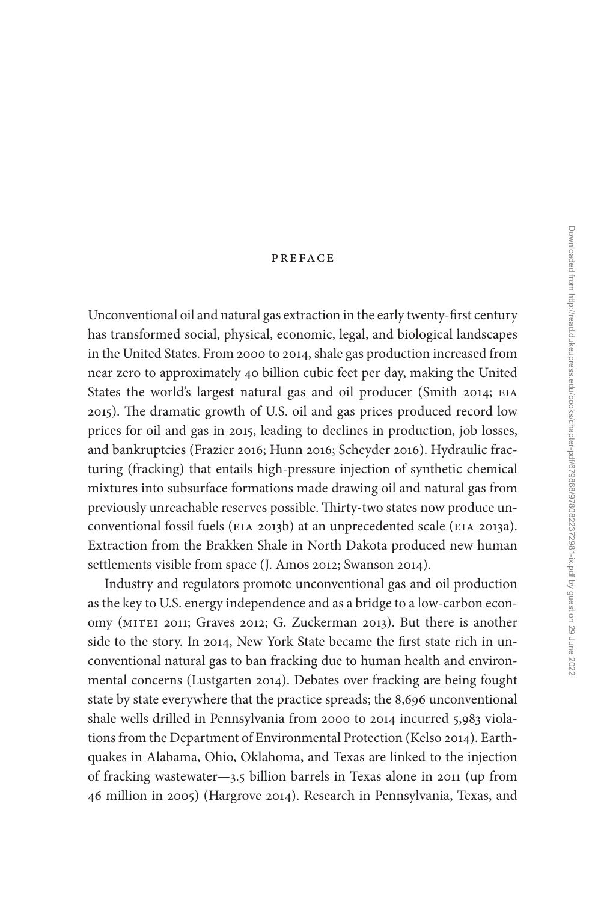# PREFACE

Unconventional oil and natural gas extraction in the early twenty-first century has transformed social, physical, economic, legal, and biological landscapes in the United States. From 2000 to 2014, shale gas production increased from near zero to approximately 40 billion cubic feet per day, making the United States the world's largest natural gas and oil producer (Smith 2014; EIA 2015). The dramatic growth of U.S. oil and gas prices produced record low prices for oil and gas in 2015, leading to declines in production, job losses, and bankruptcies (Frazier 2016; Hunn 2016; Scheyder 2016). Hydraulic fracturing (fracking) that entails high-pressure injection of synthetic chemical mixtures into subsurface formations made drawing oil and natural gas from previously unreachable reserves possible. Thirty-two states now produce unconventional fossil fuels (EIA 2013b) at an unprecedented scale (EIA 2013a). Extraction from the Brakken Shale in North Dakota produced new human settlements visible from space (J. Amos 2012; Swanson 2014).

Industry and regulators promote unconventional gas and oil production as the key to U.S. energy independence and as a bridge to a low-carbon economy (MITEI 2011; Graves 2012; G. Zuckerman 2013). But there is another side to the story. In 2014, New York State became the first state rich in unconventional natural gas to ban fracking due to human health and environmental concerns (Lustgarten 2014). Debates over fracking are being fought state by state everywhere that the practice spreads; the 8,696 unconventional shale wells drilled in Pennsylvania from 2000 to 2014 incurred 5,983 violations from the Department of Environmental Protection (Kelso 2014). Earthquakes in Alabama, Ohio, Oklahoma, and Texas are linked to the injection of fracking wastewater—3.5 billion barrels in Texas alone in 2011 (up from 46 million in 2005) (Hargrove 2014). Research in Pennsylvania, Texas, and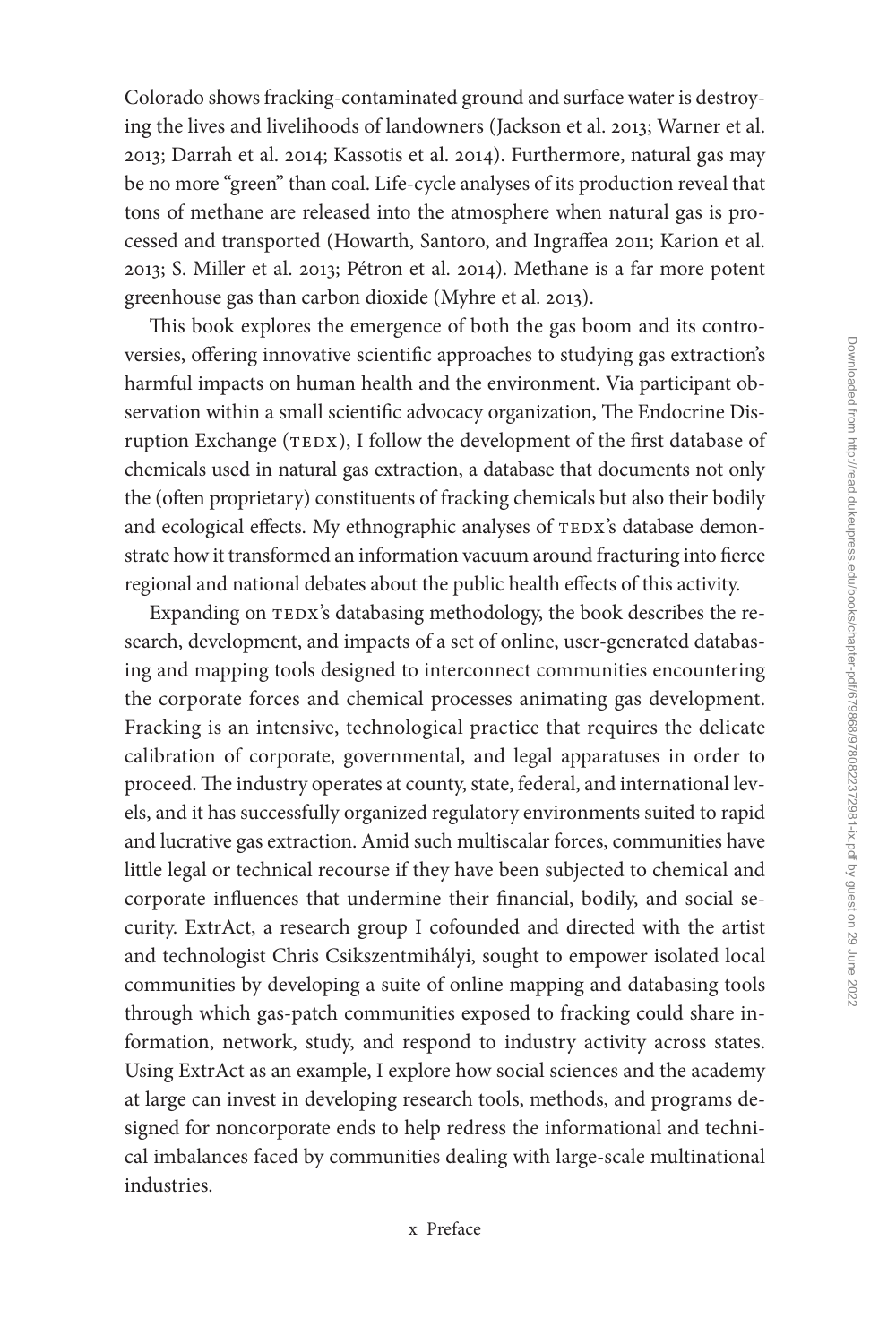Colorado shows fracking-contaminated ground and surface water is destroying the lives and livelihoods of landowners (Jackson et al. 2013; Warner et al. 2013; Darrah et al. 2014; Kassotis et al. 2014). Furthermore, natural gas may be no more "green" than coal. Life-cycle analyses of its production reveal that tons of methane are released into the atmosphere when natural gas is processed and transported (Howarth, Santoro, and Ingraffea 2011; Karion et al. 2013; S. Miller et al. 2013; Pétron et al. 2014). Methane is a far more potent greenhouse gas than carbon dioxide (Myhre et al. 2013).

This book explores the emergence of both the gas boom and its controversies, offering innovative scientific approaches to studying gas extraction's harmful impacts on human health and the environment. Via participant observation within a small scientific advocacy organization, The Endocrine Disruption Exchange (TEDX), I follow the development of the first database of chemicals used in natural gas extraction, a database that documents not only the (often proprietary) constituents of fracking chemicals but also their bodily and ecological effects. My ethnographic analyses of TEDX's database demonstrate how it transformed an information vacuum around fracturing into fierce regional and national debates about the public health effects of this activity.

Expanding on TEDX's databasing methodology, the book describes the research, development, and impacts of a set of online, user-generated databasing and mapping tools designed to interconnect communities encountering the corporate forces and chemical processes animating gas development. Fracking is an intensive, technological practice that requires the delicate calibration of corporate, governmental, and legal apparatuses in order to proceed. The industry operates at county, state, federal, and international levels, and it has successfully organized regulatory environments suited to rapid and lucrative gas extraction. Amid such multiscalar forces, communities have little legal or technical recourse if they have been subjected to chemical and corporate influences that undermine their financial, bodily, and social security. ExtrAct, a research group I cofounded and directed with the artist and technologist Chris Csikszentmihályi, sought to empower isolated local communities by developing a suite of online mapping and databasing tools through which gas-patch communities exposed to fracking could share information, network, study, and respond to industry activity across states. Using ExtrAct as an example, I explore how social sciences and the academy at large can invest in developing research tools, methods, and programs designed for noncorporate ends to help redress the informational and technical imbalances faced by communities dealing with large-scale multinational industries.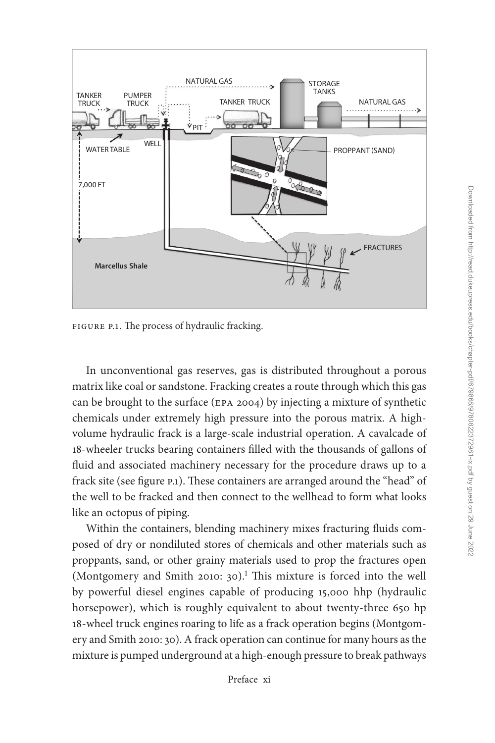FIGURE P.1. The process of hydraulic fracking.

In unconventional gas reserves, gas is distributed throughout a porous matrix like coal or sandstone. Fracking creates a route through which this gas can be brought to the surface (EPA 2004) by injecting a mixture of synthetic chemicals under extremely high pressure into the porous matrix. A high-volume hydraulic frack is a large-scale industrial operation. A cavalcade of 18-wheeler trucks bearing containers filled with the thousands of gallons of fluid and associated machinery necessary for the procedure draws up to a frack site (see figure P.1). These containers are arranged around the "head" of the well to be fracked and then connect to the wellhead to form what looks like an octopus of piping.

Within the containers, blending machinery mixes fracturing fluids composed of dry or nondiluted stores of chemicals and other materials such as proppants, sand, or other grainy materials used to prop the fractures open (Montgomery and Smith 2010: 30).[1] This mixture is forced into the well by powerful diesel engines capable of producing 15,000 hhp (hydraulic horsepower), which is roughly equivalent to about twenty-three 650 hp 18-wheel truck engines roaring to life as a frack operation begins (Montgomery and Smith 2010: 30). A frack operation can continue for many hours as the mixture is pumped underground at a high-enough pressure to break pathways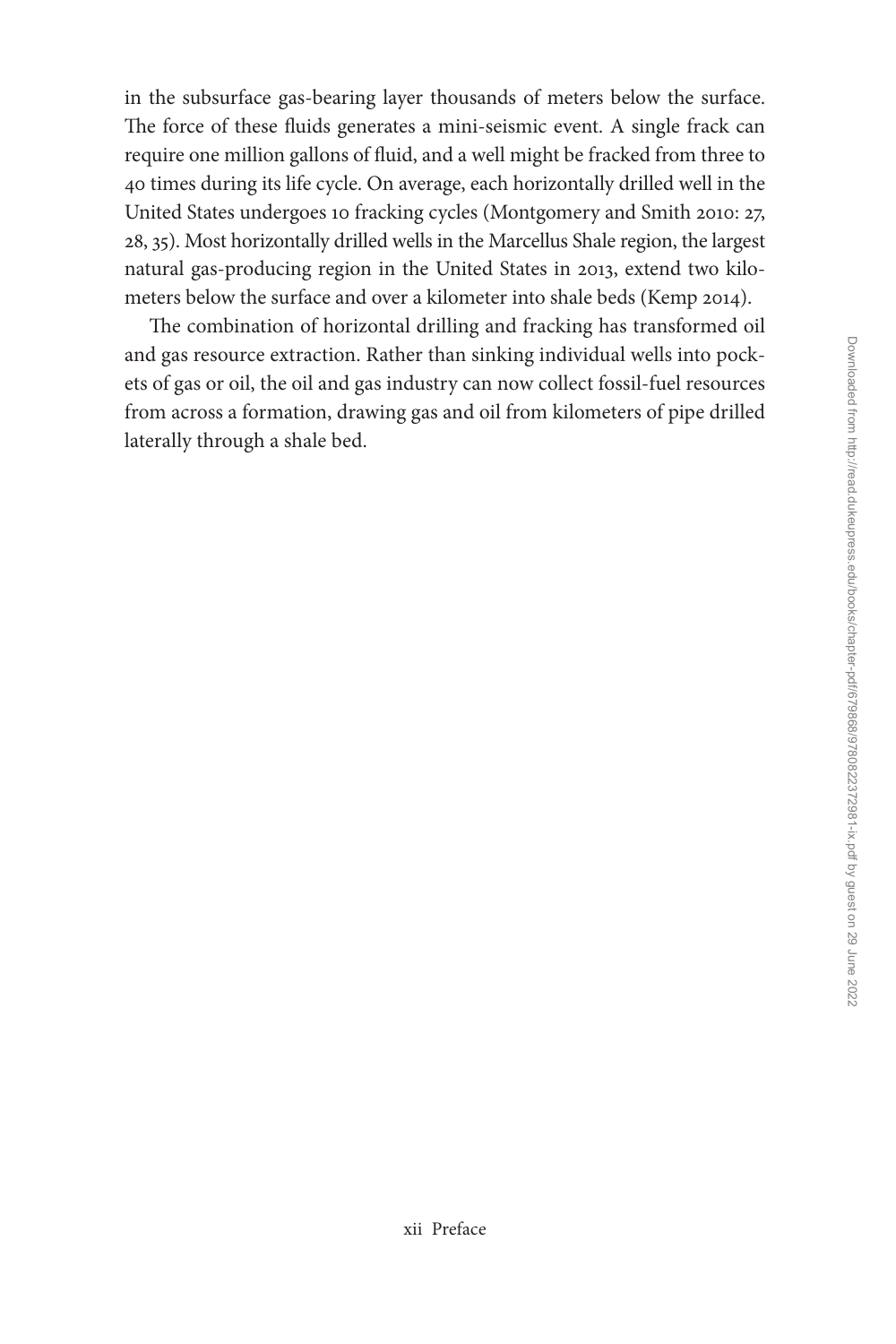in the subsurface gas-bearing layer thousands of meters below the surface. The force of these fluids generates a mini-seismic event. A single frack can require one million gallons of fluid, and a well might be fracked from three to 40 times during its life cycle. On average, each horizontally drilled well in the United States undergoes 10 fracking cycles (Montgomery and Smith 2010: 27, 28, 35). Most horizontally drilled wells in the Marcellus Shale region, the largest natural gas-producing region in the United States in 2013, extend two kilometers below the surface and over a kilometer into shale beds (Kemp 2014).

The combination of horizontal drilling and fracking has transformed oil and gas resource extraction. Rather than sinking individual wells into pockets of gas or oil, the oil and gas industry can now collect fossil-fuel resources from across a formation, drawing gas and oil from kilometers of pipe drilled laterally through a shale bed.